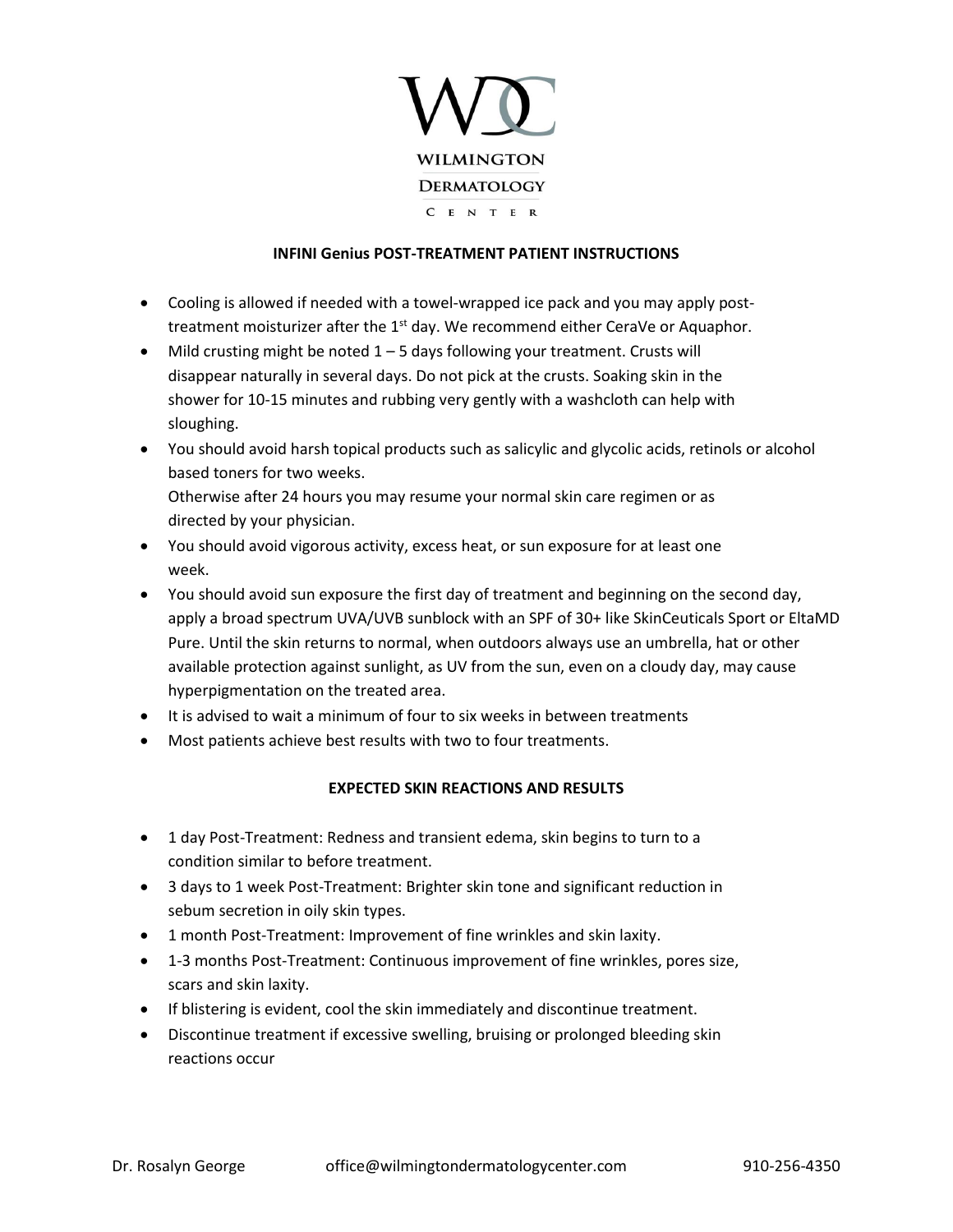# WILMINGTON DERMATOLOGY CENTER

## INFINI Genius POST-TREATMENT PATIENT INSTRUCTIONS

- Cooling is allowed if needed with a towel-wrapped ice pack and you may apply post-treatment moisturizer after the 1st day. We recommend either CeraVe or Aquaphor.
- Mild crusting might be noted 1 – 5 days following your treatment. Crusts will disappear naturally in several days. Do not pick at the crusts. Soaking skin in the shower for 10-15 minutes and rubbing very gently with a washcloth can help with sloughing.
- You should avoid harsh topical products such as salicylic and glycolic acids, retinols or alcohol based toners for two weeks.
  Otherwise after 24 hours you may resume your normal skin care regimen or as directed by your physician.
- You should avoid vigorous activity, excess heat, or sun exposure for at least one week.
- You should avoid sun exposure the first day of treatment and beginning on the second day, apply a broad spectrum UVA/UVB sunblock with an SPF of 30+ like SkinCeuticals Sport or EltaMD Pure. Until the skin returns to normal, when outdoors always use an umbrella, hat or other available protection against sunlight, as UV from the sun, even on a cloudy day, may cause hyperpigmentation on the treated area.
- It is advised to wait a minimum of four to six weeks in between treatments
- Most patients achieve best results with two to four treatments.

## EXPECTED SKIN REACTIONS AND RESULTS

- 1 day Post-Treatment: Redness and transient edema, skin begins to turn to a condition similar to before treatment.
- 3 days to 1 week Post-Treatment: Brighter skin tone and significant reduction in sebum secretion in oily skin types.
- 1 month Post-Treatment: Improvement of fine wrinkles and skin laxity.
- 1-3 months Post-Treatment: Continuous improvement of fine wrinkles, pores size, scars and skin laxity.
- If blistering is evident, cool the skin immediately and discontinue treatment.
- Discontinue treatment if excessive swelling, bruising or prolonged bleeding skin reactions occur

Dr. Rosalyn George office@wilmingtondermatologycenter.com 910-256-4350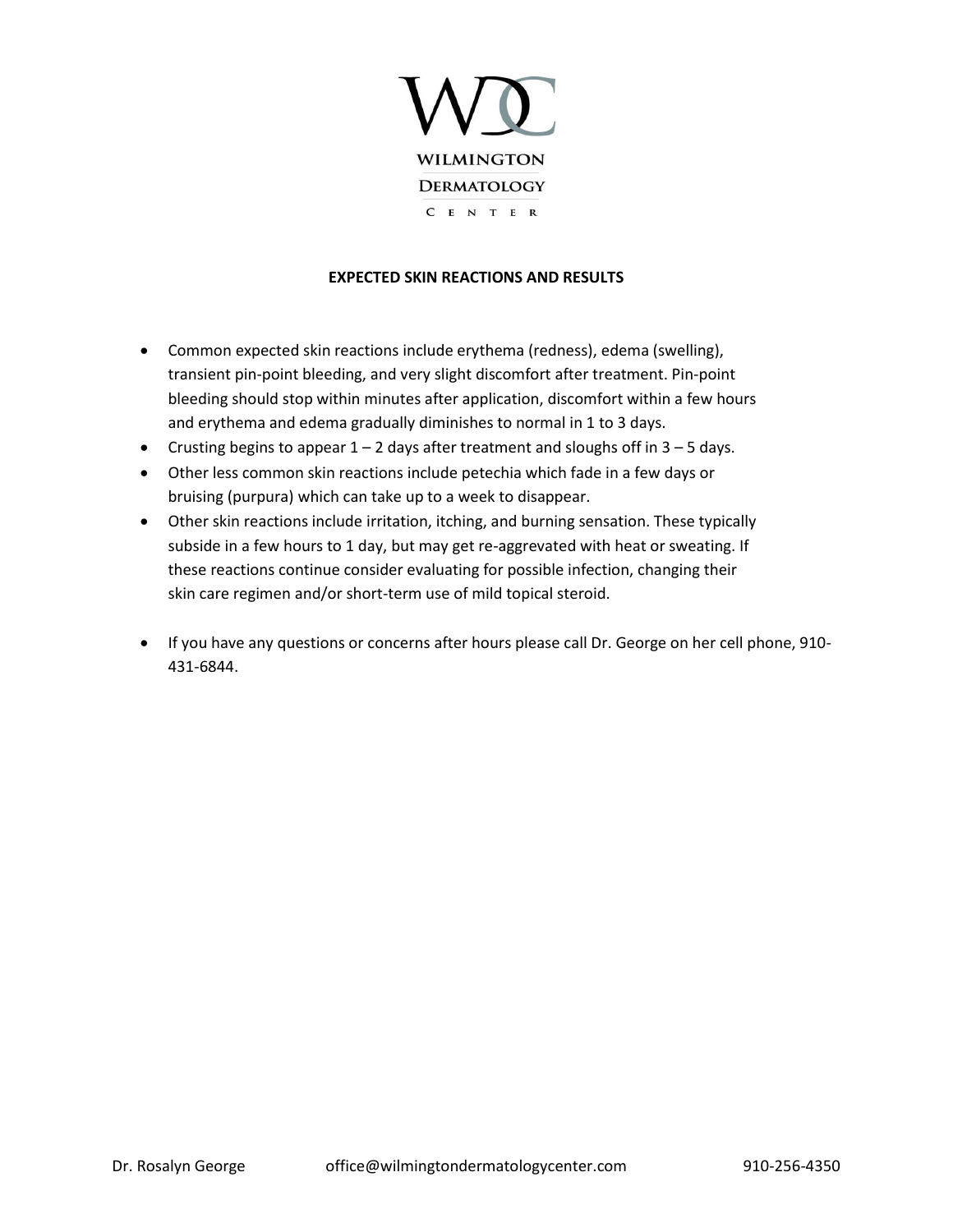**EXPECTED SKIN REACTIONS AND RESULTS**

- Common expected skin reactions include erythema (redness), edema (swelling), transient pin-point bleeding, and very slight discomfort after treatment. Pin-point bleeding should stop within minutes after application, discomfort within a few hours and erythema and edema gradually diminishes to normal in 1 to 3 days.
- Crusting begins to appear 1 – 2 days after treatment and sloughs off in 3 – 5 days.
- Other less common skin reactions include petechia which fade in a few days or bruising (purpura) which can take up to a week to disappear.
- Other skin reactions include irritation, itching, and burning sensation. These typically subside in a few hours to 1 day, but may get re-aggrevated with heat or sweating. If these reactions continue consider evaluating for possible infection, changing their skin care regimen and/or short-term use of mild topical steroid.

- If you have any questions or concerns after hours please call Dr. George on her cell phone, 910-431-6844.